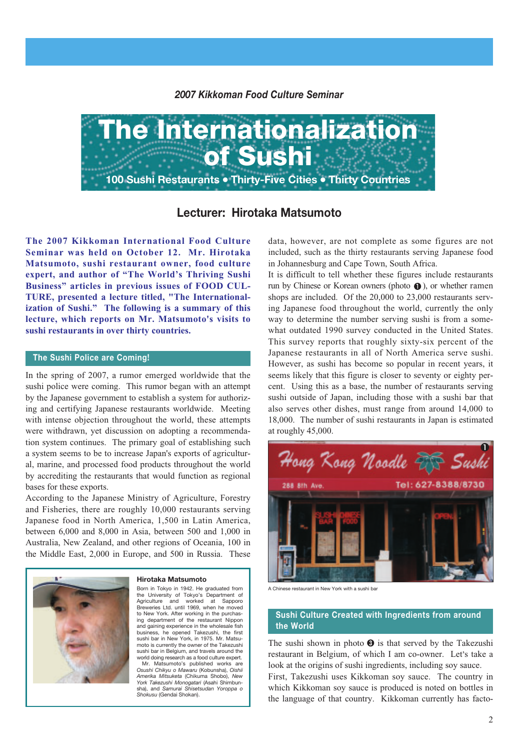*2007 Kikkoman Food Culture Seminar*

# The Internationalization of Sushi

**100 Sushi Restaurants • Thirty-Five Cities • Thirty Countries**

## Lecturer: Hirotaka Matsumoto

**The 2007 Kikkoman International Food Culture Seminar was held on October 12. Mr. Hirotaka Matsumoto, sushi restaurant owner, food culture expert, and author of "The World's Thriving Sushi Business" articles in previous issues of FOOD CULTURE, presented a lecture titled, "The Internationalization of Sushi." The following is a summary of this lecture, which reports on Mr. Matsumoto's visits to sushi restaurants in over thirty countries.**

### The Sushi Police are Coming!

In the spring of 2007, a rumor emerged worldwide that the sushi police were coming. This rumor began with an attempt by the Japanese government to establish a system for authorizing and certifying Japanese restaurants worldwide. Meeting with intense objection throughout the world, these attempts were withdrawn, yet discussion on adopting a recommendation system continues. The primary goal of establishing such a system seems to be to increase Japan's exports of agricultural, marine, and processed food products throughout the world by accrediting the restaurants that would function as regional bases for these exports.

According to the Japanese Ministry of Agriculture, Forestry and Fisheries, there are roughly 10,000 restaurants serving Japanese food in North America, 1,500 in Latin America, between 6,000 and 8,000 in Asia, between 500 and 1,000 in Australia, New Zealand, and other regions of Oceania, 100 in the Middle East, 2,000 in Europe, and 500 in Russia. These data, however, are not complete as some figures are not included, such as the thirty restaurants serving Japanese food in Johannesburg and Cape Town, South Africa.

It is difficult to tell whether these figures include restaurants run by Chinese or Korean owners (photo ❶), or whether ramen shops are included. Of the 20,000 to 23,000 restaurants serving Japanese food throughout the world, currently the only way to determine the number serving sushi is from a somewhat outdated 1990 survey conducted in the United States. This survey reports that roughly sixty-six percent of the Japanese restaurants in all of North America serve sushi. However, as sushi has become so popular in recent years, it seems likely that this figure is closer to seventy or eighty percent. Using this as a base, the number of restaurants serving sushi outside of Japan, including those with a sushi bar that also serves other dishes, must range from around 14,000 to 18,000. The number of sushi restaurants in Japan is estimated at roughly 45,000.

A Chinese restaurant in New York with a sushi bar

**Hirotaka Matsumoto**

Born in Tokyo in 1942. He graduated from the University of Tokyo's Department of Agriculture and worked at Sapporo Breweries Ltd. until 1969, when he moved to New York. After working in the purchasing department of the restaurant Nippon and gaining experience in the wholesale fish business, he opened Takezushi, the first sushi bar in New York, in 1975. Mr. Matsumoto is currently the owner of the Takezushi sushi bar in Belgium, and travels around the world doing research as a food culture expert.

Mr. Matsumoto's published works are *Osushi Chikyu o Mawaru* (Kobunsha), *Oishii Amerika Mitsuketa* (Chikuma Shobo), *New York Takezushi Monogatari* (Asahi Shimbunsha), and *Samurai Shisetsudan Yoroppa o Shokusu* (Gendai Shokan).

### Sushi Culture Created with Ingredients from around the World

The sushi shown in photo ❸ is that served by the Takezushi restaurant in Belgium, of which I am co-owner. Let's take a look at the origins of sushi ingredients, including soy sauce.

First, Takezushi uses Kikkoman soy sauce. The country in which Kikkoman soy sauce is produced is noted on bottles in the language of that country. Kikkoman currently has facto-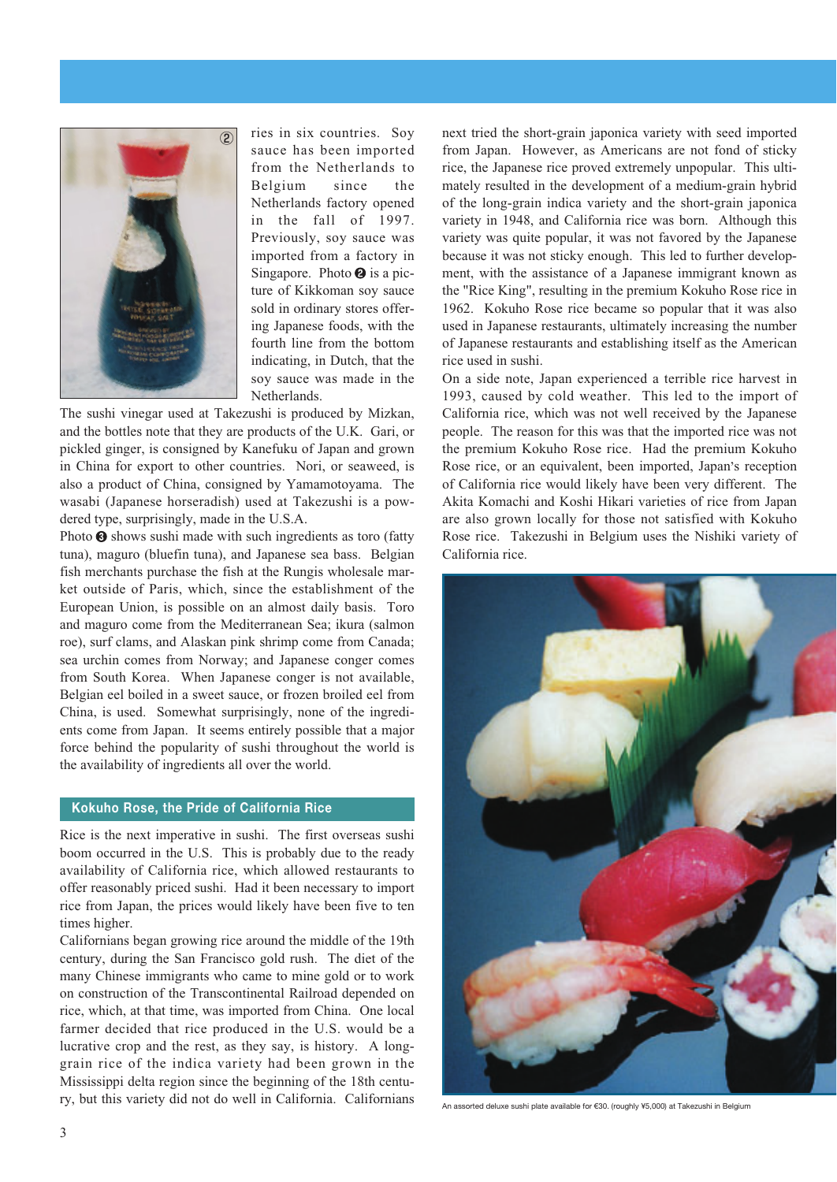ries in six countries. Soy sauce has been imported from the Netherlands to Belgium since the Netherlands factory opened in the fall of 1997. Previously, soy sauce was imported from a factory in Singapore. Photo ❷ is a picture of Kikkoman soy sauce sold in ordinary stores offering Japanese foods, with the fourth line from the bottom indicating, in Dutch, that the soy sauce was made in the Netherlands.

The sushi vinegar used at Takezushi is produced by Mizkan, and the bottles note that they are products of the U.K. Gari, or pickled ginger, is consigned by Kanefuku of Japan and grown in China for export to other countries. Nori, or seaweed, is also a product of China, consigned by Yamamotoyama. The wasabi (Japanese horseradish) used at Takezushi is a powdered type, surprisingly, made in the U.S.A.

Photo ❸ shows sushi made with such ingredients as toro (fatty tuna), maguro (bluefin tuna), and Japanese sea bass. Belgian fish merchants purchase the fish at the Rungis wholesale market outside of Paris, which, since the establishment of the European Union, is possible on an almost daily basis. Toro and maguro come from the Mediterranean Sea; ikura (salmon roe), surf clams, and Alaskan pink shrimp come from Canada; sea urchin comes from Norway; and Japanese conger comes from South Korea. When Japanese conger is not available, Belgian eel boiled in a sweet sauce, or frozen broiled eel from China, is used. Somewhat surprisingly, none of the ingredients come from Japan. It seems entirely possible that a major force behind the popularity of sushi throughout the world is the availability of ingredients all over the world.

## Kokuho Rose, the Pride of California Rice

Rice is the next imperative in sushi. The first overseas sushi boom occurred in the U.S. This is probably due to the ready availability of California rice, which allowed restaurants to offer reasonably priced sushi. Had it been necessary to import rice from Japan, the prices would likely have been five to ten times higher.

Californians began growing rice around the middle of the 19th century, during the San Francisco gold rush. The diet of the many Chinese immigrants who came to mine gold or to work on construction of the Transcontinental Railroad depended on rice, which, at that time, was imported from China. One local farmer decided that rice produced in the U.S. would be a lucrative crop and the rest, as they say, is history. A long-grain rice of the indica variety had been grown in the Mississippi delta region since the beginning of the 18th century, but this variety did not do well in California. Californians next tried the short-grain japonica variety with seed imported from Japan. However, as Americans are not fond of sticky rice, the Japanese rice proved extremely unpopular. This ultimately resulted in the development of a medium-grain hybrid of the long-grain indica variety and the short-grain japonica variety in 1948, and California rice was born. Although this variety was quite popular, it was not favored by the Japanese because it was not sticky enough. This led to further development, with the assistance of a Japanese immigrant known as the "Rice King", resulting in the premium Kokuho Rose rice in 1962. Kokuho Rose rice became so popular that it was also used in Japanese restaurants, ultimately increasing the number of Japanese restaurants and establishing itself as the American rice used in sushi.

On a side note, Japan experienced a terrible rice harvest in 1993, caused by cold weather. This led to the import of California rice, which was not well received by the Japanese people. The reason for this was that the imported rice was not the premium Kokuho Rose rice. Had the premium Kokuho Rose rice, or an equivalent, been imported, Japan's reception of California rice would likely have been very different. The Akita Komachi and Koshi Hikari varieties of rice from Japan are also grown locally for those not satisfied with Kokuho Rose rice. Takezushi in Belgium uses the Nishiki variety of California rice.

An assorted deluxe sushi plate available for €30. (roughly ¥5,000) at Takezushi in Belgium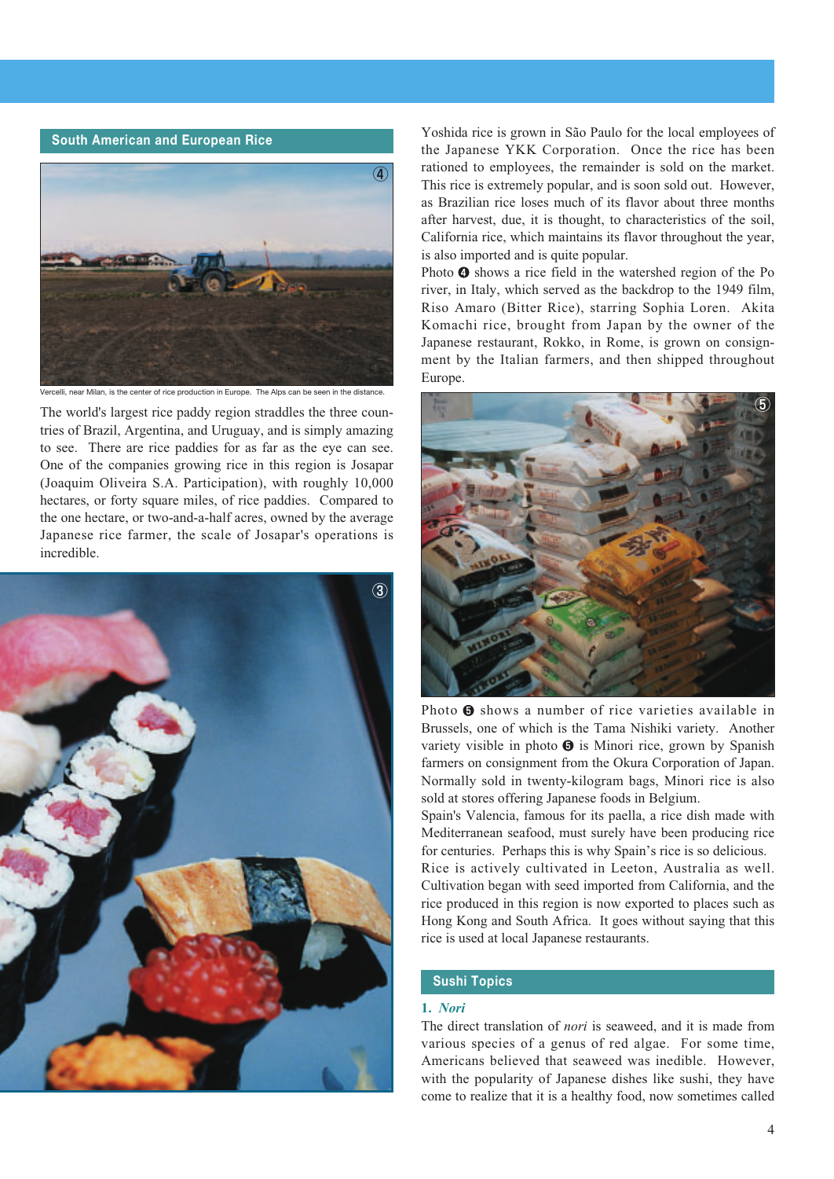## South American and European Rice

Vercelli, near Milan, is the center of rice production in Europe. The Alps can be seen in the distance.

The world's largest rice paddy region straddles the three countries of Brazil, Argentina, and Uruguay, and is simply amazing to see. There are rice paddies for as far as the eye can see. One of the companies growing rice in this region is Josapar (Joaquim Oliveira S.A. Participation), with roughly 10,000 hectares, or forty square miles, of rice paddies. Compared to the one hectare, or two-and-a-half acres, owned by the average Japanese rice farmer, the scale of Josapar's operations is incredible.

Yoshida rice is grown in São Paulo for the local employees of the Japanese YKK Corporation. Once the rice has been rationed to employees, the remainder is sold on the market. This rice is extremely popular, and is soon sold out. However, as Brazilian rice loses much of its flavor about three months after harvest, due, it is thought, to characteristics of the soil, California rice, which maintains its flavor throughout the year, is also imported and is quite popular.

Photo ❹ shows a rice field in the watershed region of the Po river, in Italy, which served as the backdrop to the 1949 film, Riso Amaro (Bitter Rice), starring Sophia Loren. Akita Komachi rice, brought from Japan by the owner of the Japanese restaurant, Rokko, in Rome, is grown on consignment by the Italian farmers, and then shipped throughout Europe.

Photo ❺ shows a number of rice varieties available in Brussels, one of which is the Tama Nishiki variety. Another variety visible in photo ❺ is Minori rice, grown by Spanish farmers on consignment from the Okura Corporation of Japan. Normally sold in twenty-kilogram bags, Minori rice is also sold at stores offering Japanese foods in Belgium.

Spain's Valencia, famous for its paella, a rice dish made with Mediterranean seafood, must surely have been producing rice for centuries. Perhaps this is why Spain's rice is so delicious.

Rice is actively cultivated in Leeton, Australia as well. Cultivation began with seed imported from California, and the rice produced in this region is now exported to places such as Hong Kong and South Africa. It goes without saying that this rice is used at local Japanese restaurants.

## Sushi Topics

### 1. *Nori*

The direct translation of *nori* is seaweed, and it is made from various species of a genus of red algae. For some time, Americans believed that seaweed was inedible. However, with the popularity of Japanese dishes like sushi, they have come to realize that it is a healthy food, now sometimes called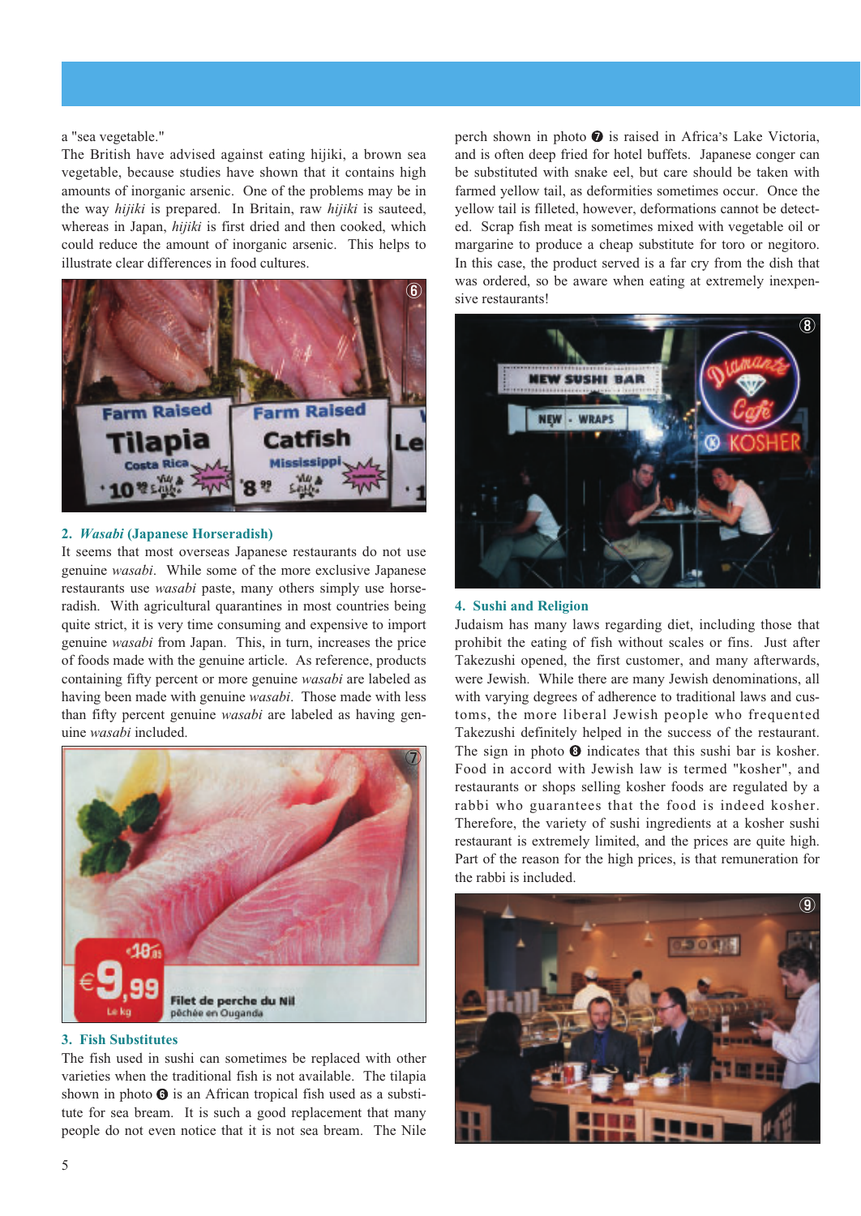a "sea vegetable."

The British have advised against eating hijiki, a brown sea vegetable, because studies have shown that it contains high amounts of inorganic arsenic. One of the problems may be in the way *hijiki* is prepared. In Britain, raw *hijiki* is sauteed, whereas in Japan, *hijiki* is first dried and then cooked, which could reduce the amount of inorganic arsenic. This helps to illustrate clear differences in food cultures.

## 2. *Wasabi* (Japanese Horseradish)

It seems that most overseas Japanese restaurants do not use genuine *wasabi*. While some of the more exclusive Japanese restaurants use *wasabi* paste, many others simply use horseradish. With agricultural quarantines in most countries being quite strict, it is very time consuming and expensive to import genuine *wasabi* from Japan. This, in turn, increases the price of foods made with the genuine article. As reference, products containing fifty percent or more genuine *wasabi* are labeled as having been made with genuine *wasabi*. Those made with less than fifty percent genuine *wasabi* are labeled as having genuine *wasabi* included.

## 3. Fish Substitutes

The fish used in sushi can sometimes be replaced with other varieties when the traditional fish is not available. The tilapia shown in photo ❻ is an African tropical fish used as a substitute for sea bream. It is such a good replacement that many people do not even notice that it is not sea bream. The Nile perch shown in photo ❼ is raised in Africa's Lake Victoria, and is often deep fried for hotel buffets. Japanese conger can be substituted with snake eel, but care should be taken with farmed yellow tail, as deformities sometimes occur. Once the yellow tail is filleted, however, deformations cannot be detected. Scrap fish meat is sometimes mixed with vegetable oil or margarine to produce a cheap substitute for toro or negitoro. In this case, the product served is a far cry from the dish that was ordered, so be aware when eating at extremely inexpensive restaurants!

## 4. Sushi and Religion

Judaism has many laws regarding diet, including those that prohibit the eating of fish without scales or fins. Just after Takezushi opened, the first customer, and many afterwards, were Jewish. While there are many Jewish denominations, all with varying degrees of adherence to traditional laws and customs, the more liberal Jewish people who frequented Takezushi definitely helped in the success of the restaurant. The sign in photo ❽ indicates that this sushi bar is kosher. Food in accord with Jewish law is termed "kosher", and restaurants or shops selling kosher foods are regulated by a rabbi who guarantees that the food is indeed kosher. Therefore, the variety of sushi ingredients at a kosher sushi restaurant is extremely limited, and the prices are quite high. Part of the reason for the high prices, is that remuneration for the rabbi is included.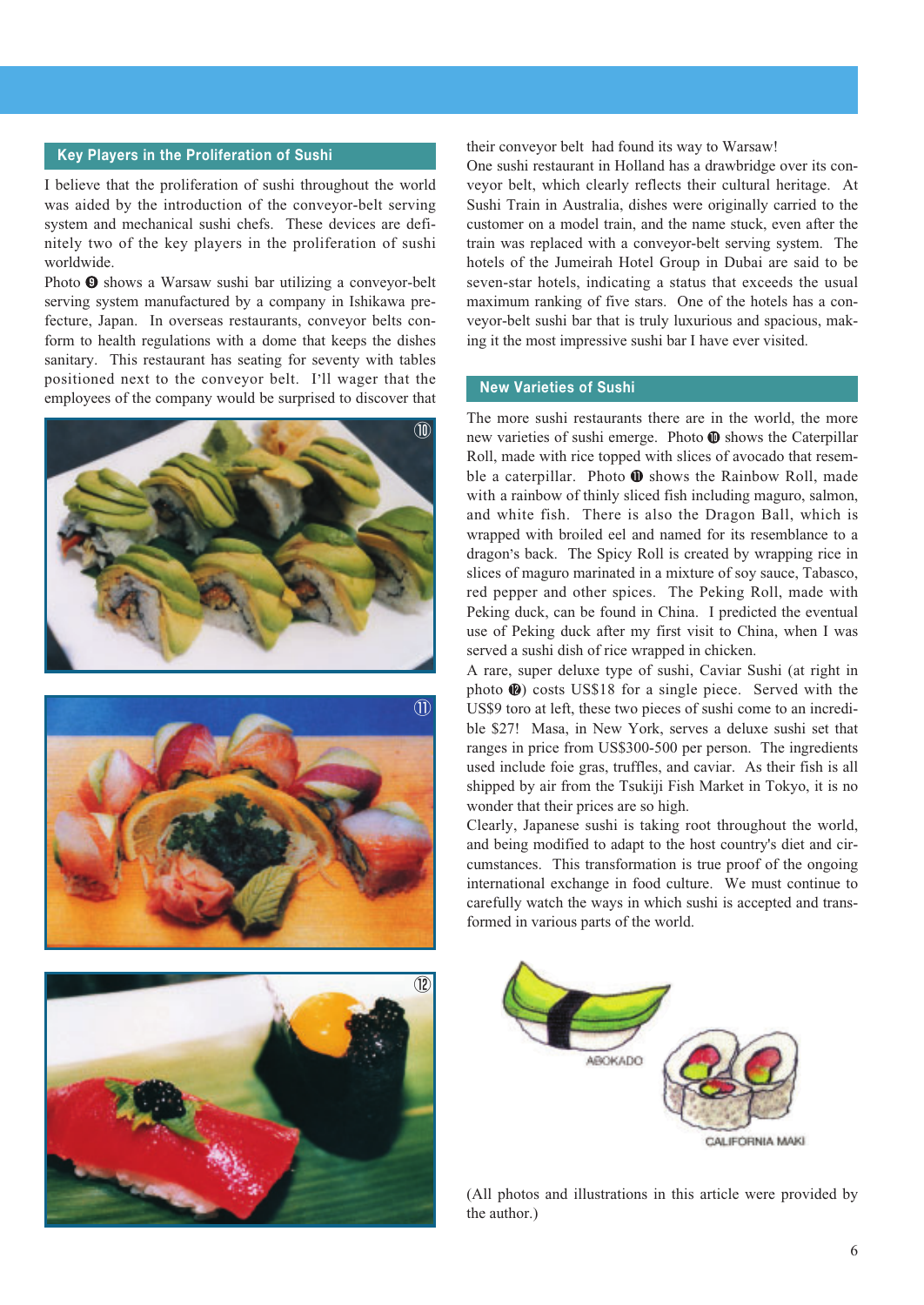## Key Players in the Proliferation of Sushi

I believe that the proliferation of sushi throughout the world was aided by the introduction of the conveyor-belt serving system and mechanical sushi chefs. These devices are definitely two of the key players in the proliferation of sushi worldwide.

Photo ❾ shows a Warsaw sushi bar utilizing a conveyor-belt serving system manufactured by a company in Ishikawa prefecture, Japan. In overseas restaurants, conveyor belts conform to health regulations with a dome that keeps the dishes sanitary. This restaurant has seating for seventy with tables positioned next to the conveyor belt. I'll wager that the employees of the company would be surprised to discover that their conveyor belt had found its way to Warsaw!

One sushi restaurant in Holland has a drawbridge over its conveyor belt, which clearly reflects their cultural heritage. At Sushi Train in Australia, dishes were originally carried to the customer on a model train, and the name stuck, even after the train was replaced with a conveyor-belt serving system. The hotels of the Jumeirah Hotel Group in Dubai are said to be seven-star hotels, indicating a status that exceeds the usual maximum ranking of five stars. One of the hotels has a conveyor-belt sushi bar that is truly luxurious and spacious, making it the most impressive sushi bar I have ever visited.

## New Varieties of Sushi

The more sushi restaurants there are in the world, the more new varieties of sushi emerge. Photo ❿ shows the Caterpillar Roll, made with rice topped with slices of avocado that resemble a caterpillar. Photo ⓫ shows the Rainbow Roll, made with a rainbow of thinly sliced fish including maguro, salmon, and white fish. There is also the Dragon Ball, which is wrapped with broiled eel and named for its resemblance to a dragon's back. The Spicy Roll is created by wrapping rice in slices of maguro marinated in a mixture of soy sauce, Tabasco, red pepper and other spices. The Peking Roll, made with Peking duck, can be found in China. I predicted the eventual use of Peking duck after my first visit to China, when I was served a sushi dish of rice wrapped in chicken.

A rare, super deluxe type of sushi, Caviar Sushi (at right in photo ⓬) costs US$18 for a single piece. Served with the US$9 toro at left, these two pieces of sushi come to an incredible $27! Masa, in New York, serves a deluxe sushi set that ranges in price from US$300-500 per person. The ingredients used include foie gras, truffles, and caviar. As their fish is all shipped by air from the Tsukiji Fish Market in Tokyo, it is no wonder that their prices are so high.

Clearly, Japanese sushi is taking root throughout the world, and being modified to adapt to the host country's diet and circumstances. This transformation is true proof of the ongoing international exchange in food culture. We must continue to carefully watch the ways in which sushi is accepted and transformed in various parts of the world.

ABOKADO

CALIFORNIA MAKI

(All photos and illustrations in this article were provided by the author.)